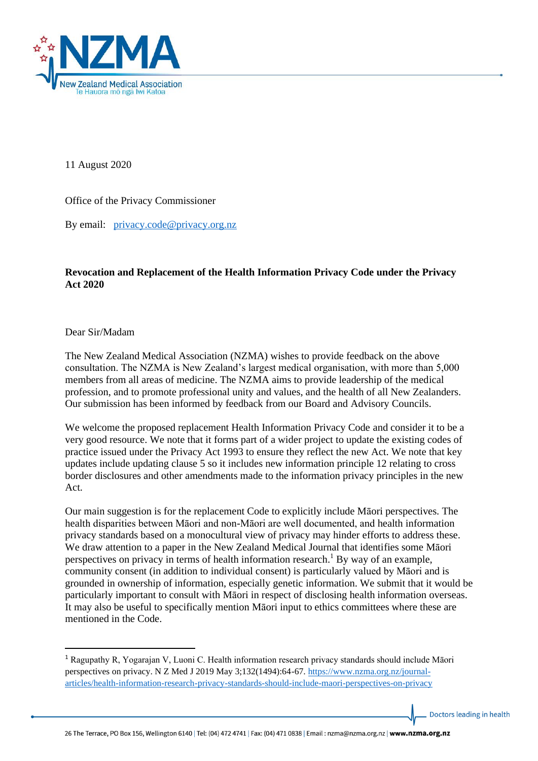11 August 2020

Office of the Privacy Commissioner

By email: privacy.code@privacy.org.nz

**Revocation and Replacement of the Health Information Privacy Code under the Privacy Act 2020**

Dear Sir/Madam

The New Zealand Medical Association (NZMA) wishes to provide feedback on the above consultation. The NZMA is New Zealand's largest medical organisation, with more than 5,000 members from all areas of medicine. The NZMA aims to provide leadership of the medical profession, and to promote professional unity and values, and the health of all New Zealanders. Our submission has been informed by feedback from our Board and Advisory Councils.

We welcome the proposed replacement Health Information Privacy Code and consider it to be a very good resource. We note that it forms part of a wider project to update the existing codes of practice issued under the Privacy Act 1993 to ensure they reflect the new Act. We note that key updates include updating clause 5 so it includes new information principle 12 relating to cross border disclosures and other amendments made to the information privacy principles in the new Act.

Our main suggestion is for the replacement Code to explicitly include Māori perspectives. The health disparities between Māori and non-Māori are well documented, and health information privacy standards based on a monocultural view of privacy may hinder efforts to address these. We draw attention to a paper in the New Zealand Medical Journal that identifies some Māori perspectives on privacy in terms of health information research.[1] By way of an example, community consent (in addition to individual consent) is particularly valued by Māori and is grounded in ownership of information, especially genetic information. We submit that it would be particularly important to consult with Māori in respect of disclosing health information overseas. It may also be useful to specifically mention Māori input to ethics committees where these are mentioned in the Code.

---

[1] Ragupathy R, Yogarajan V, Luoni C. Health information research privacy standards should include Māori perspectives on privacy. N Z Med J 2019 May 3;132(1494):64-67. https://www.nzma.org.nz/journal-articles/health-information-research-privacy-standards-should-include-maori-perspectives-on-privacy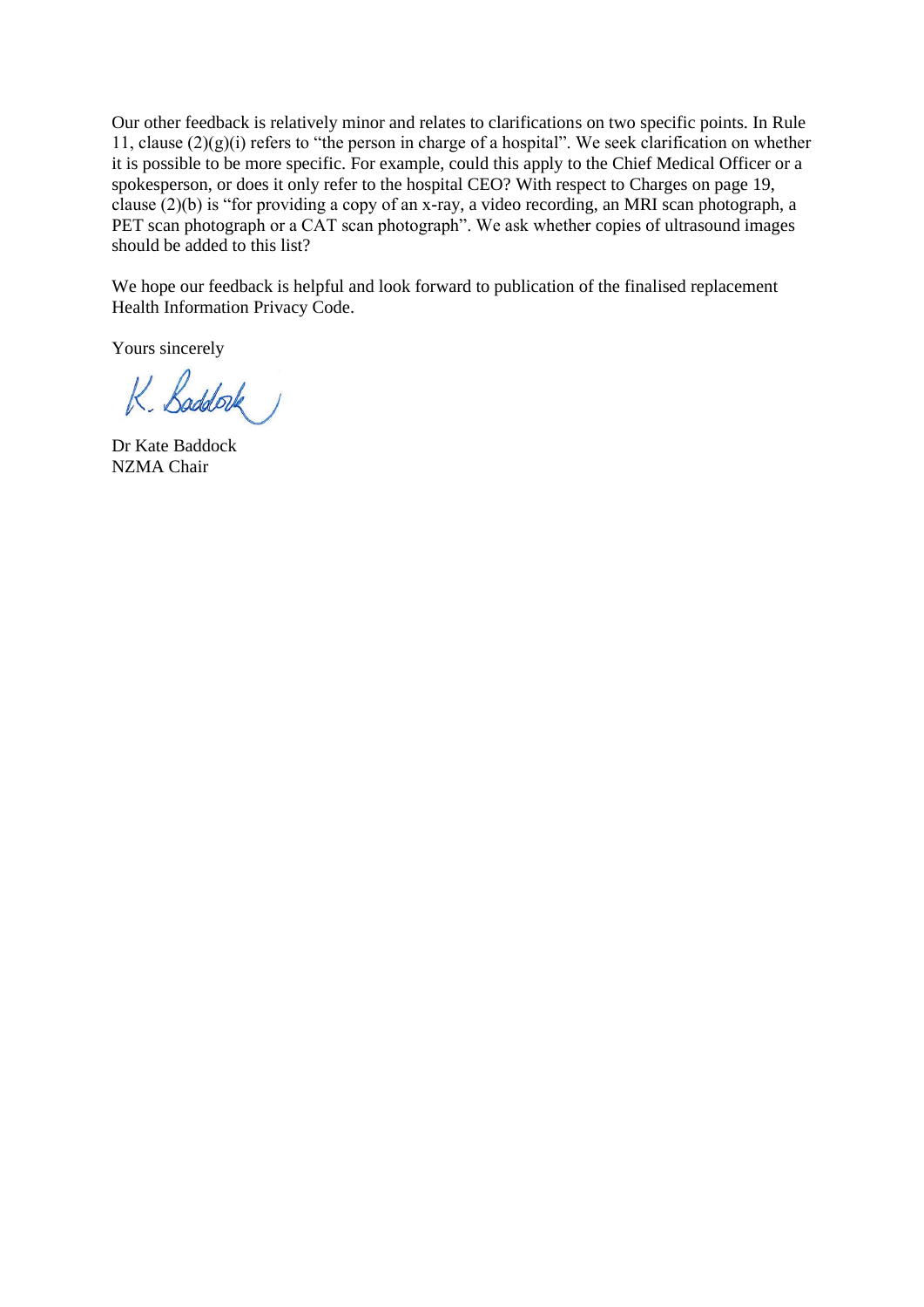Our other feedback is relatively minor and relates to clarifications on two specific points. In Rule 11, clause (2)(g)(i) refers to "the person in charge of a hospital". We seek clarification on whether it is possible to be more specific. For example, could this apply to the Chief Medical Officer or a spokesperson, or does it only refer to the hospital CEO? With respect to Charges on page 19, clause (2)(b) is "for providing a copy of an x-ray, a video recording, an MRI scan photograph, a PET scan photograph or a CAT scan photograph". We ask whether copies of ultrasound images should be added to this list?

We hope our feedback is helpful and look forward to publication of the finalised replacement Health Information Privacy Code.

Yours sincerely

K. Baddock

Dr Kate Baddock
NZMA Chair